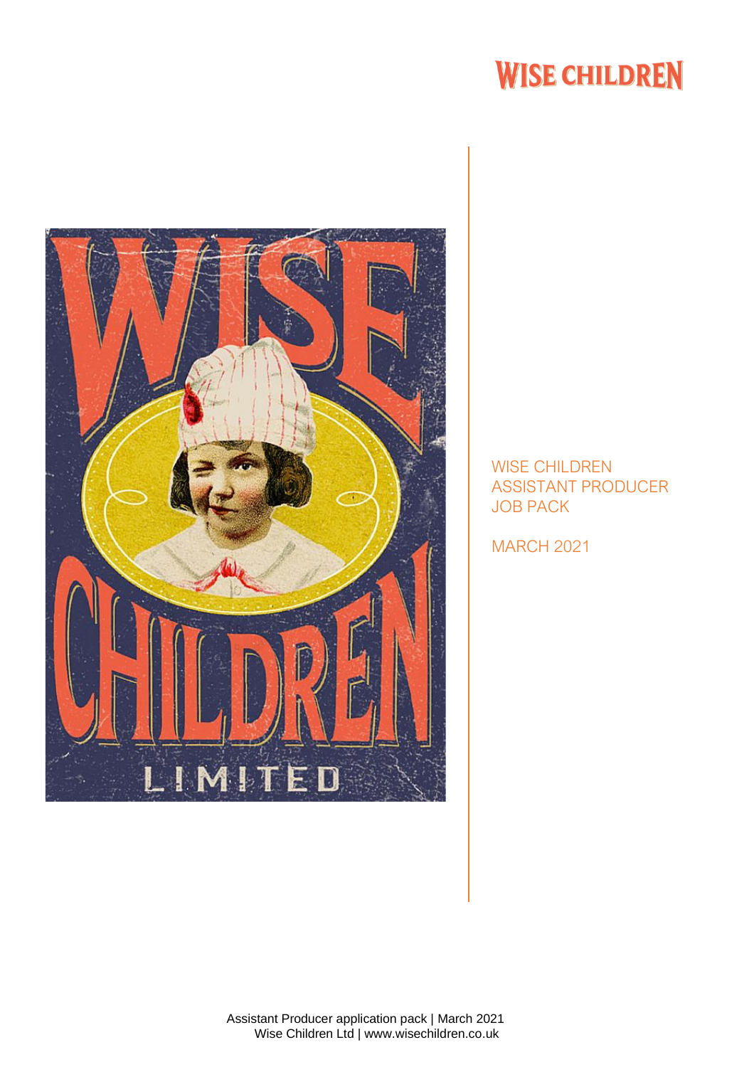# WISE CHILDREN

WISE CHILDREN
ASSISTANT PRODUCER
JOB PACK

MARCH 2021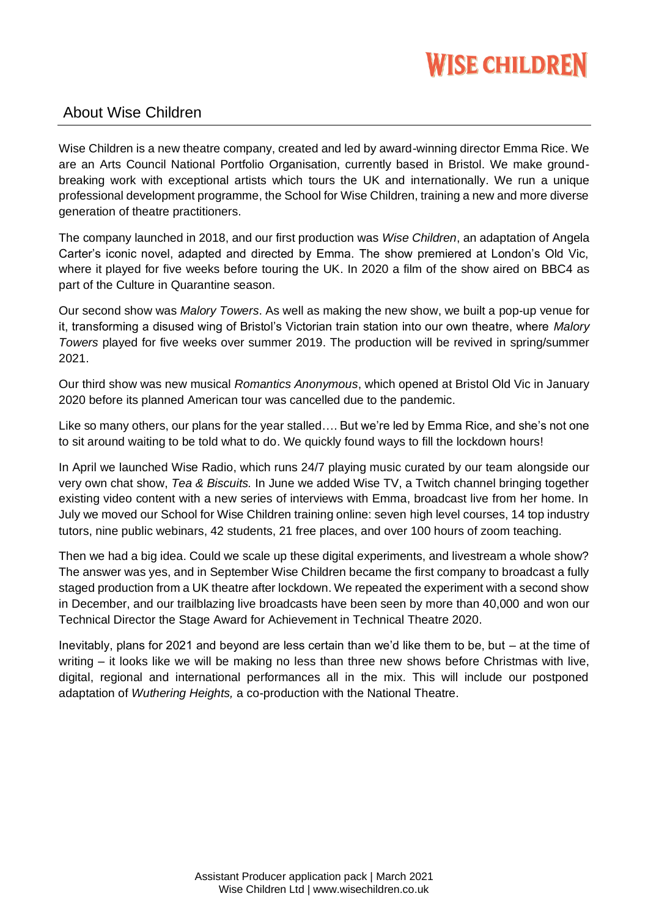## About Wise Children

Wise Children is a new theatre company, created and led by award-winning director Emma Rice. We are an Arts Council National Portfolio Organisation, currently based in Bristol. We make ground-breaking work with exceptional artists which tours the UK and internationally. We run a unique professional development programme, the School for Wise Children, training a new and more diverse generation of theatre practitioners.

The company launched in 2018, and our first production was *Wise Children*, an adaptation of Angela Carter's iconic novel, adapted and directed by Emma. The show premiered at London's Old Vic, where it played for five weeks before touring the UK. In 2020 a film of the show aired on BBC4 as part of the Culture in Quarantine season.

Our second show was *Malory Towers*. As well as making the new show, we built a pop-up venue for it, transforming a disused wing of Bristol's Victorian train station into our own theatre, where *Malory Towers* played for five weeks over summer 2019. The production will be revived in spring/summer 2021.

Our third show was new musical *Romantics Anonymous*, which opened at Bristol Old Vic in January 2020 before its planned American tour was cancelled due to the pandemic.

Like so many others, our plans for the year stalled…. But we're led by Emma Rice, and she's not one to sit around waiting to be told what to do. We quickly found ways to fill the lockdown hours!

In April we launched Wise Radio, which runs 24/7 playing music curated by our team alongside our very own chat show, *Tea & Biscuits.* In June we added Wise TV, a Twitch channel bringing together existing video content with a new series of interviews with Emma, broadcast live from her home. In July we moved our School for Wise Children training online: seven high level courses, 14 top industry tutors, nine public webinars, 42 students, 21 free places, and over 100 hours of zoom teaching.

Then we had a big idea. Could we scale up these digital experiments, and livestream a whole show? The answer was yes, and in September Wise Children became the first company to broadcast a fully staged production from a UK theatre after lockdown. We repeated the experiment with a second show in December, and our trailblazing live broadcasts have been seen by more than 40,000 and won our Technical Director the Stage Award for Achievement in Technical Theatre 2020.

Inevitably, plans for 2021 and beyond are less certain than we'd like them to be, but – at the time of writing – it looks like we will be making no less than three new shows before Christmas with live, digital, regional and international performances all in the mix. This will include our postponed adaptation of *Wuthering Heights,* a co-production with the National Theatre.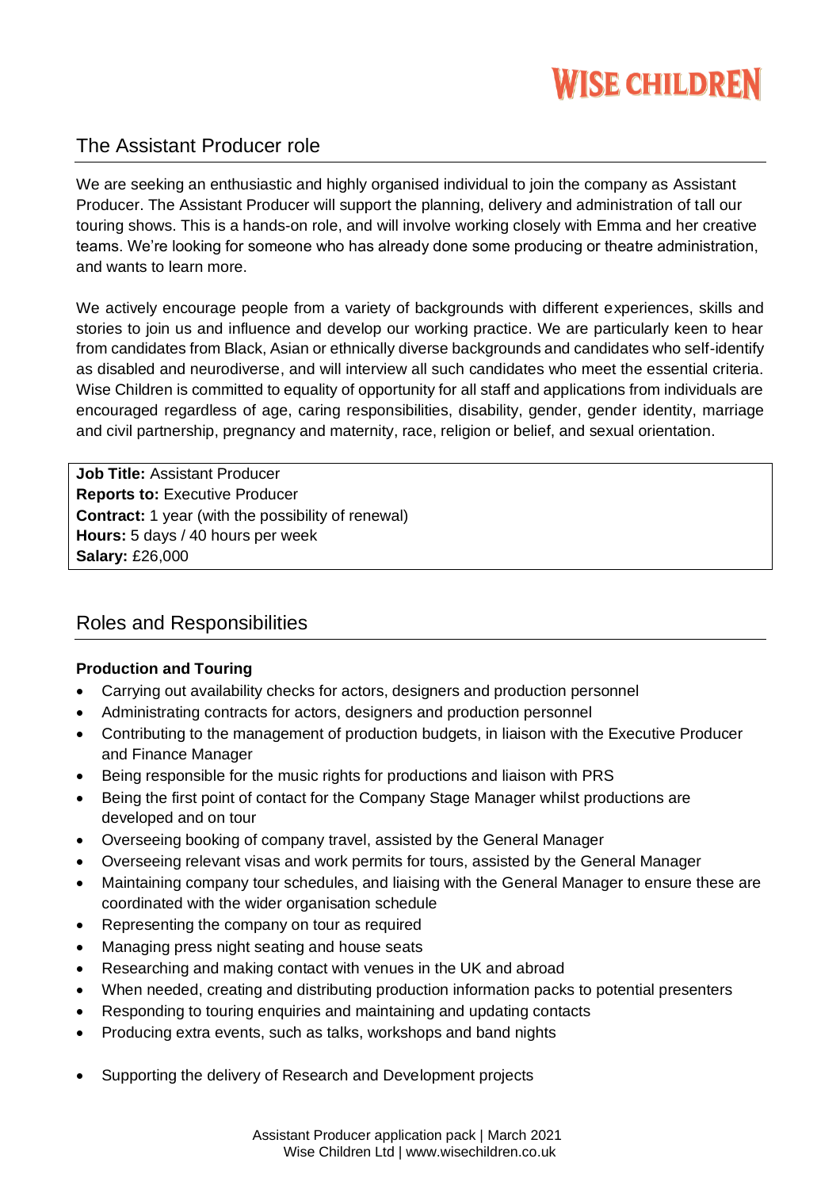# WISE CHILDREN

## The Assistant Producer role

We are seeking an enthusiastic and highly organised individual to join the company as Assistant Producer. The Assistant Producer will support the planning, delivery and administration of tall our touring shows. This is a hands-on role, and will involve working closely with Emma and her creative teams. We're looking for someone who has already done some producing or theatre administration, and wants to learn more.

We actively encourage people from a variety of backgrounds with different experiences, skills and stories to join us and influence and develop our working practice. We are particularly keen to hear from candidates from Black, Asian or ethnically diverse backgrounds and candidates who self-identify as disabled and neurodiverse, and will interview all such candidates who meet the essential criteria. Wise Children is committed to equality of opportunity for all staff and applications from individuals are encouraged regardless of age, caring responsibilities, disability, gender, gender identity, marriage and civil partnership, pregnancy and maternity, race, religion or belief, and sexual orientation.

**Job Title:** Assistant Producer
**Reports to:** Executive Producer
**Contract:** 1 year (with the possibility of renewal)
**Hours:** 5 days / 40 hours per week
**Salary:** £26,000

## Roles and Responsibilities

**Production and Touring**

- Carrying out availability checks for actors, designers and production personnel
- Administrating contracts for actors, designers and production personnel
- Contributing to the management of production budgets, in liaison with the Executive Producer and Finance Manager
- Being responsible for the music rights for productions and liaison with PRS
- Being the first point of contact for the Company Stage Manager whilst productions are developed and on tour
- Overseeing booking of company travel, assisted by the General Manager
- Overseeing relevant visas and work permits for tours, assisted by the General Manager
- Maintaining company tour schedules, and liaising with the General Manager to ensure these are coordinated with the wider organisation schedule
- Representing the company on tour as required
- Managing press night seating and house seats
- Researching and making contact with venues in the UK and abroad
- When needed, creating and distributing production information packs to potential presenters
- Responding to touring enquiries and maintaining and updating contacts
- Producing extra events, such as talks, workshops and band nights

- Supporting the delivery of Research and Development projects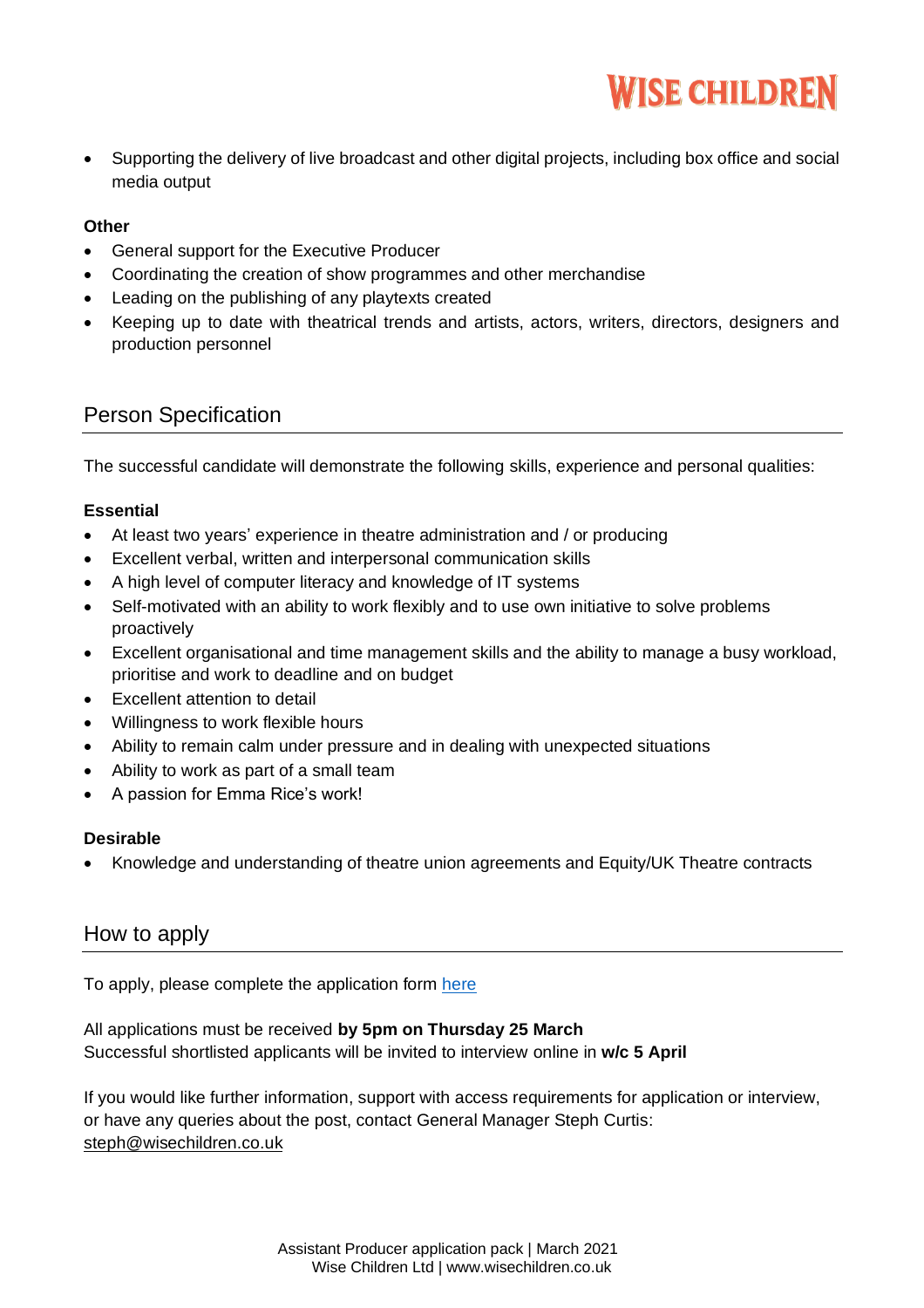- Supporting the delivery of live broadcast and other digital projects, including box office and social media output

**Other**

- General support for the Executive Producer
- Coordinating the creation of show programmes and other merchandise
- Leading on the publishing of any playtexts created
- Keeping up to date with theatrical trends and artists, actors, writers, directors, designers and production personnel

## Person Specification

The successful candidate will demonstrate the following skills, experience and personal qualities:

**Essential**

- At least two years' experience in theatre administration and / or producing
- Excellent verbal, written and interpersonal communication skills
- A high level of computer literacy and knowledge of IT systems
- Self-motivated with an ability to work flexibly and to use own initiative to solve problems proactively
- Excellent organisational and time management skills and the ability to manage a busy workload, prioritise and work to deadline and on budget
- Excellent attention to detail
- Willingness to work flexible hours
- Ability to remain calm under pressure and in dealing with unexpected situations
- Ability to work as part of a small team
- A passion for Emma Rice's work!

**Desirable**

- Knowledge and understanding of theatre union agreements and Equity/UK Theatre contracts

## How to apply

To apply, please complete the application form here

All applications must be received **by 5pm on Thursday 25 March**
Successful shortlisted applicants will be invited to interview online in **w/c 5 April**

If you would like further information, support with access requirements for application or interview, or have any queries about the post, contact General Manager Steph Curtis:
steph@wisechildren.co.uk